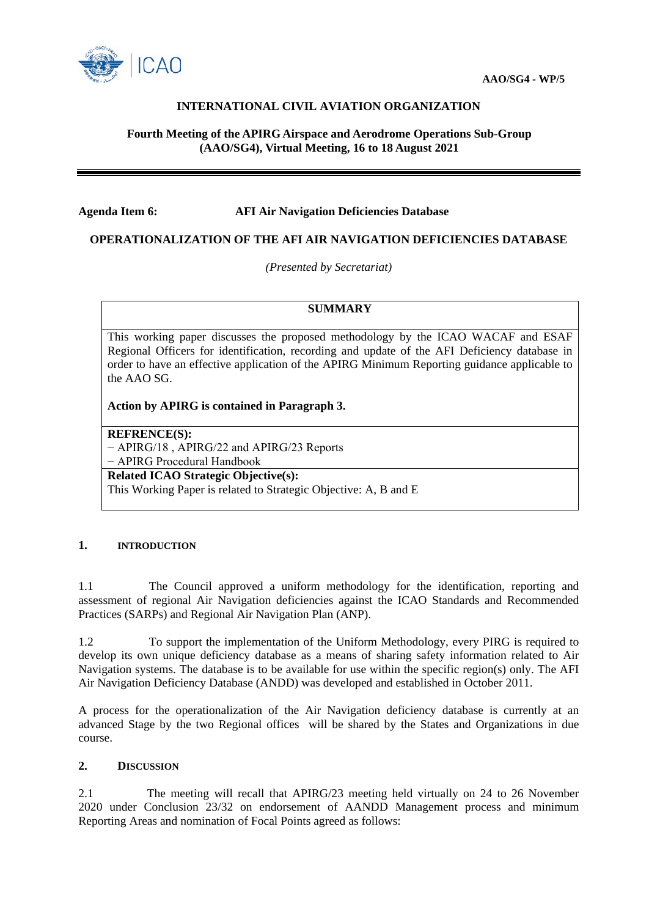AAO/SG4 - WP/5

**INTERNATIONAL CIVIL AVIATION ORGANIZATION**

**Fourth Meeting of the APIRG Airspace and Aerodrome Operations Sub-Group (AAO/SG4), Virtual Meeting, 16 to 18 August 2021**

**Agenda Item 6:** **AFI Air Navigation Deficiencies Database**

**OPERATIONALIZATION OF THE AFI AIR NAVIGATION DEFICIENCIES DATABASE**

*(Presented by Secretariat)*

| **SUMMARY** |
|---|
| This working paper discusses the proposed methodology by the ICAO WACAF and ESAF Regional Officers for identification, recording and update of the AFI Deficiency database in order to have an effective application of the APIRG Minimum Reporting guidance applicable to the AAO SG.<br><br>**Action by APIRG is contained in Paragraph 3.** |
| **REFRENCE(S):**<br>− APIRG/18 , APIRG/22 and APIRG/23 Reports<br>− APIRG Procedural Handbook |
| **Related ICAO Strategic Objective(s):**<br>This Working Paper is related to Strategic Objective: A, B and E |

## 1. INTRODUCTION

1.1 The Council approved a uniform methodology for the identification, reporting and assessment of regional Air Navigation deficiencies against the ICAO Standards and Recommended Practices (SARPs) and Regional Air Navigation Plan (ANP).

1.2 To support the implementation of the Uniform Methodology, every PIRG is required to develop its own unique deficiency database as a means of sharing safety information related to Air Navigation systems. The database is to be available for use within the specific region(s) only. The AFI Air Navigation Deficiency Database (ANDD) was developed and established in October 2011.

A process for the operationalization of the Air Navigation deficiency database is currently at an advanced Stage by the two Regional offices will be shared by the States and Organizations in due course.

## 2. DISCUSSION

2.1 The meeting will recall that APIRG/23 meeting held virtually on 24 to 26 November 2020 under Conclusion 23/32 on endorsement of AANDD Management process and minimum Reporting Areas and nomination of Focal Points agreed as follows: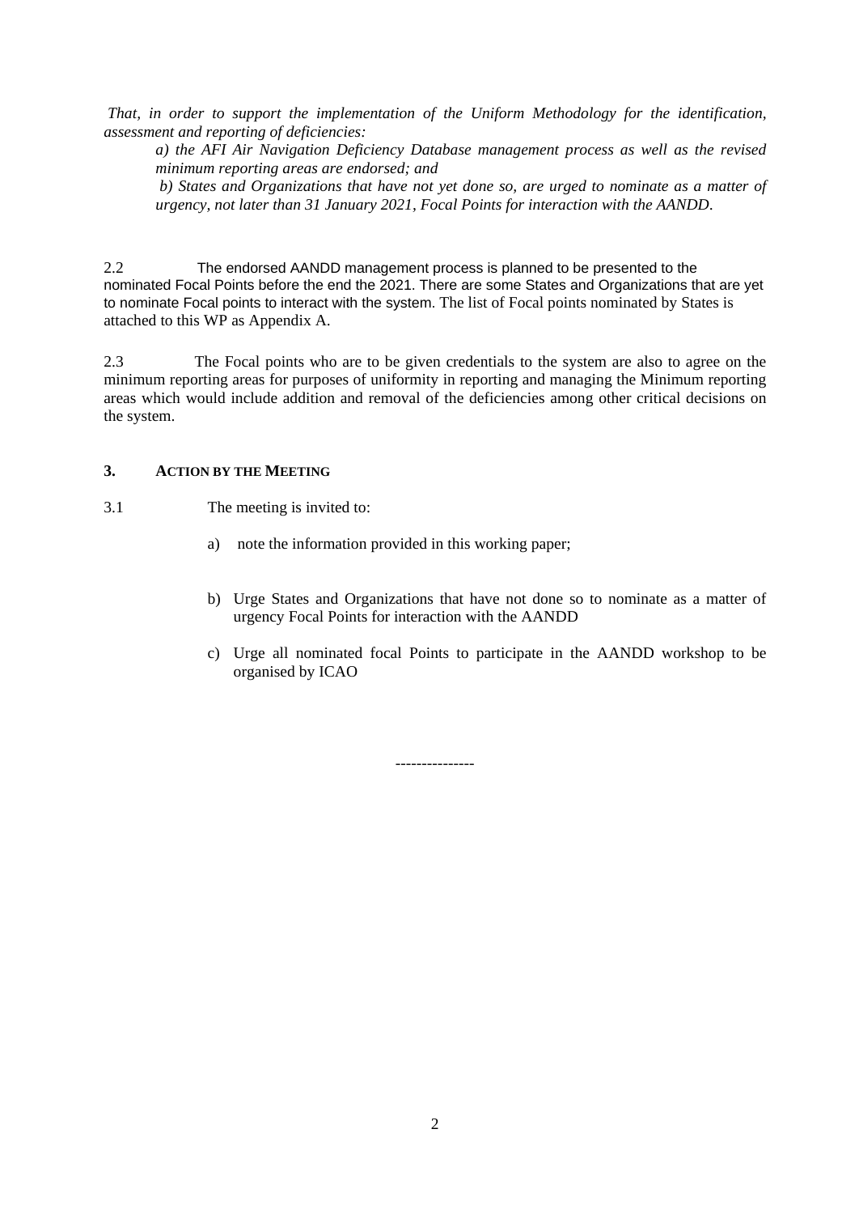*That, in order to support the implementation of the Uniform Methodology for the identification, assessment and reporting of deficiencies:*

> *a) the AFI Air Navigation Deficiency Database management process as well as the revised minimum reporting areas are endorsed; and*
>
> *b) States and Organizations that have not yet done so, are urged to nominate as a matter of urgency, not later than 31 January 2021, Focal Points for interaction with the AANDD.*

2.2 The endorsed AANDD management process is planned to be presented to the nominated Focal Points before the end the 2021. There are some States and Organizations that are yet to nominate Focal points to interact with the system. The list of Focal points nominated by States is attached to this WP as Appendix A.

2.3 The Focal points who are to be given credentials to the system are also to agree on the minimum reporting areas for purposes of uniformity in reporting and managing the Minimum reporting areas which would include addition and removal of the deficiencies among other critical decisions on the system.

## 3. ACTION BY THE MEETING

3.1 The meeting is invited to:

a) note the information provided in this working paper;

b) Urge States and Organizations that have not done so to nominate as a matter of urgency Focal Points for interaction with the AANDD

c) Urge all nominated focal Points to participate in the AANDD workshop to be organised by ICAO

---------------